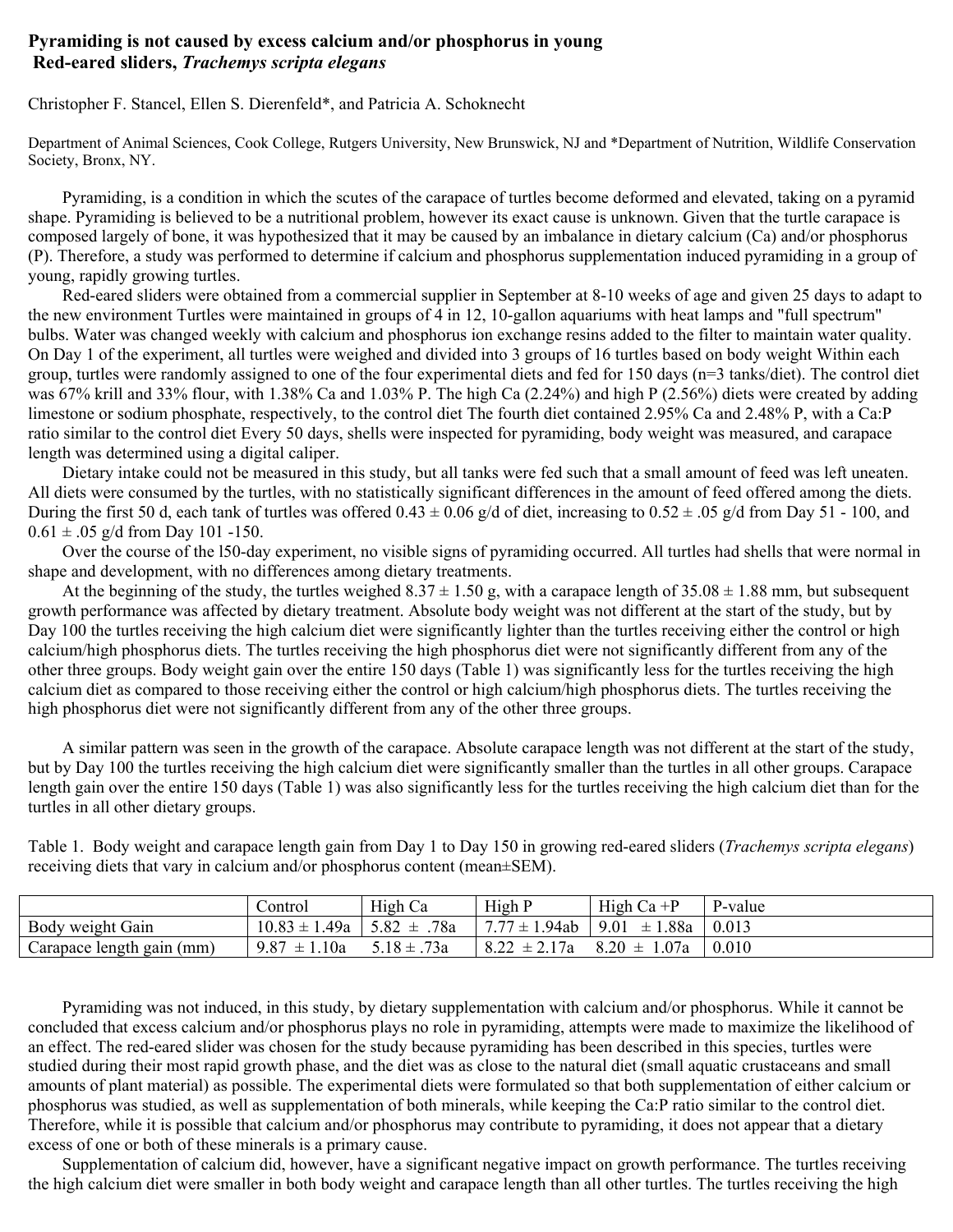# Pyramiding is not caused by excess calcium and/or phosphorus in young Red-eared sliders, *Trachemys scripta elegans*

Christopher F. Stancel, Ellen S. Dierenfeld*, and Patricia A. Schoknecht

Department of Animal Sciences, Cook College, Rutgers University, New Brunswick, NJ and *Department of Nutrition, Wildlife Conservation Society, Bronx, NY.

Pyramiding, is a condition in which the scutes of the carapace of turtles become deformed and elevated, taking on a pyramid shape. Pyramiding is believed to be a nutritional problem, however its exact cause is unknown. Given that the turtle carapace is composed largely of bone, it was hypothesized that it may be caused by an imbalance in dietary calcium (Ca) and/or phosphorus (P). Therefore, a study was performed to determine if calcium and phosphorus supplementation induced pyramiding in a group of young, rapidly growing turtles.

Red-eared sliders were obtained from a commercial supplier in September at 8-10 weeks of age and given 25 days to adapt to the new environment Turtles were maintained in groups of 4 in 12, 10-gallon aquariums with heat lamps and "full spectrum" bulbs. Water was changed weekly with calcium and phosphorus ion exchange resins added to the filter to maintain water quality. On Day 1 of the experiment, all turtles were weighed and divided into 3 groups of 16 turtles based on body weight Within each group, turtles were randomly assigned to one of the four experimental diets and fed for 150 days (n=3 tanks/diet). The control diet was 67% krill and 33% flour, with 1.38% Ca and 1.03% P. The high Ca (2.24%) and high P (2.56%) diets were created by adding limestone or sodium phosphate, respectively, to the control diet The fourth diet contained 2.95% Ca and 2.48% P, with a Ca:P ratio similar to the control diet Every 50 days, shells were inspected for pyramiding, body weight was measured, and carapace length was determined using a digital caliper.

Dietary intake could not be measured in this study, but all tanks were fed such that a small amount of feed was left uneaten. All diets were consumed by the turtles, with no statistically significant differences in the amount of feed offered among the diets. During the first 50 d, each tank of turtles was offered 0.43 ± 0.06 g/d of diet, increasing to 0.52 ± .05 g/d from Day 51 - 100, and 0.61 ± .05 g/d from Day 101 -150.

Over the course of the l50-day experiment, no visible signs of pyramiding occurred. All turtles had shells that were normal in shape and development, with no differences among dietary treatments.

At the beginning of the study, the turtles weighed 8.37 ± 1.50 g, with a carapace length of 35.08 ± 1.88 mm, but subsequent growth performance was affected by dietary treatment. Absolute body weight was not different at the start of the study, but by Day 100 the turtles receiving the high calcium diet were significantly lighter than the turtles receiving either the control or high calcium/high phosphorus diets. The turtles receiving the high phosphorus diet were not significantly different from any of the other three groups. Body weight gain over the entire 150 days (Table 1) was significantly less for the turtles receiving the high calcium diet as compared to those receiving either the control or high calcium/high phosphorus diets. The turtles receiving the high phosphorus diet were not significantly different from any of the other three groups.

A similar pattern was seen in the growth of the carapace. Absolute carapace length was not different at the start of the study, but by Day 100 the turtles receiving the high calcium diet were significantly smaller than the turtles in all other groups. Carapace length gain over the entire 150 days (Table 1) was also significantly less for the turtles receiving the high calcium diet than for the turtles in all other dietary groups.

Table 1. Body weight and carapace length gain from Day 1 to Day 150 in growing red-eared sliders (*Trachemys scripta elegans*) receiving diets that vary in calcium and/or phosphorus content (mean±SEM).

| | Control | High Ca | High P | High Ca +P | P-value |
|---|---|---|---|---|---|
| Body weight Gain | 10.83 ± 1.49a | 5.82 ± .78a | 7.77 ± 1.94ab | 9.01 ± 1.88a | 0.013 |
| Carapace length gain (mm) | 9.87 ± 1.10a | 5.18 ± .73a | 8.22 ± 2.17a | 8.20 ± 1.07a | 0.010 |

Pyramiding was not induced, in this study, by dietary supplementation with calcium and/or phosphorus. While it cannot be concluded that excess calcium and/or phosphorus plays no role in pyramiding, attempts were made to maximize the likelihood of an effect. The red-eared slider was chosen for the study because pyramiding has been described in this species, turtles were studied during their most rapid growth phase, and the diet was as close to the natural diet (small aquatic crustaceans and small amounts of plant material) as possible. The experimental diets were formulated so that both supplementation of either calcium or phosphorus was studied, as well as supplementation of both minerals, while keeping the Ca:P ratio similar to the control diet. Therefore, while it is possible that calcium and/or phosphorus may contribute to pyramiding, it does not appear that a dietary excess of one or both of these minerals is a primary cause.

Supplementation of calcium did, however, have a significant negative impact on growth performance. The turtles receiving the high calcium diet were smaller in both body weight and carapace length than all other turtles. The turtles receiving the high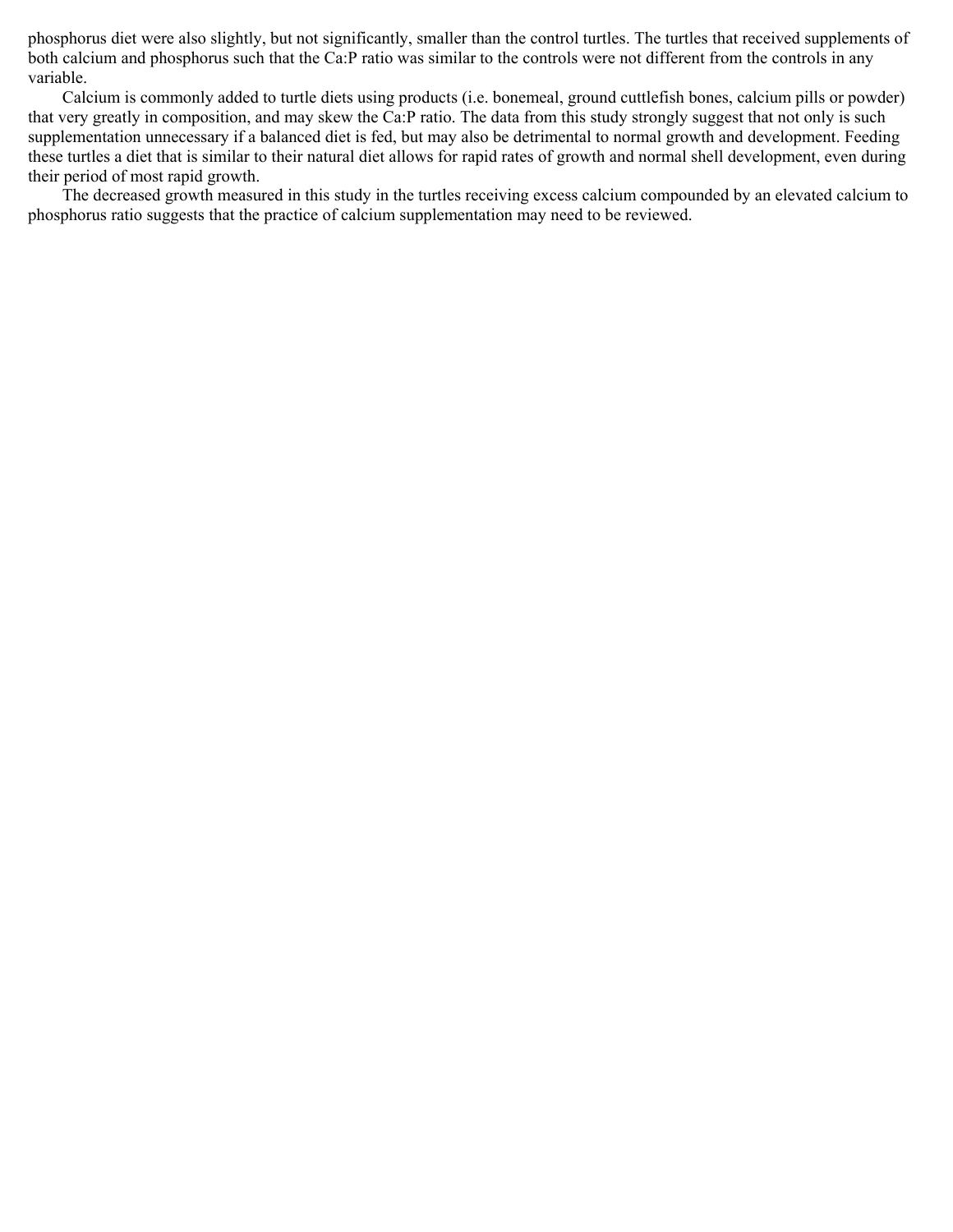phosphorus diet were also slightly, but not significantly, smaller than the control turtles. The turtles that received supplements of both calcium and phosphorus such that the Ca:P ratio was similar to the controls were not different from the controls in any variable.

Calcium is commonly added to turtle diets using products (i.e. bonemeal, ground cuttlefish bones, calcium pills or powder) that very greatly in composition, and may skew the Ca:P ratio. The data from this study strongly suggest that not only is such supplementation unnecessary if a balanced diet is fed, but may also be detrimental to normal growth and development. Feeding these turtles a diet that is similar to their natural diet allows for rapid rates of growth and normal shell development, even during their period of most rapid growth.

The decreased growth measured in this study in the turtles receiving excess calcium compounded by an elevated calcium to phosphorus ratio suggests that the practice of calcium supplementation may need to be reviewed.